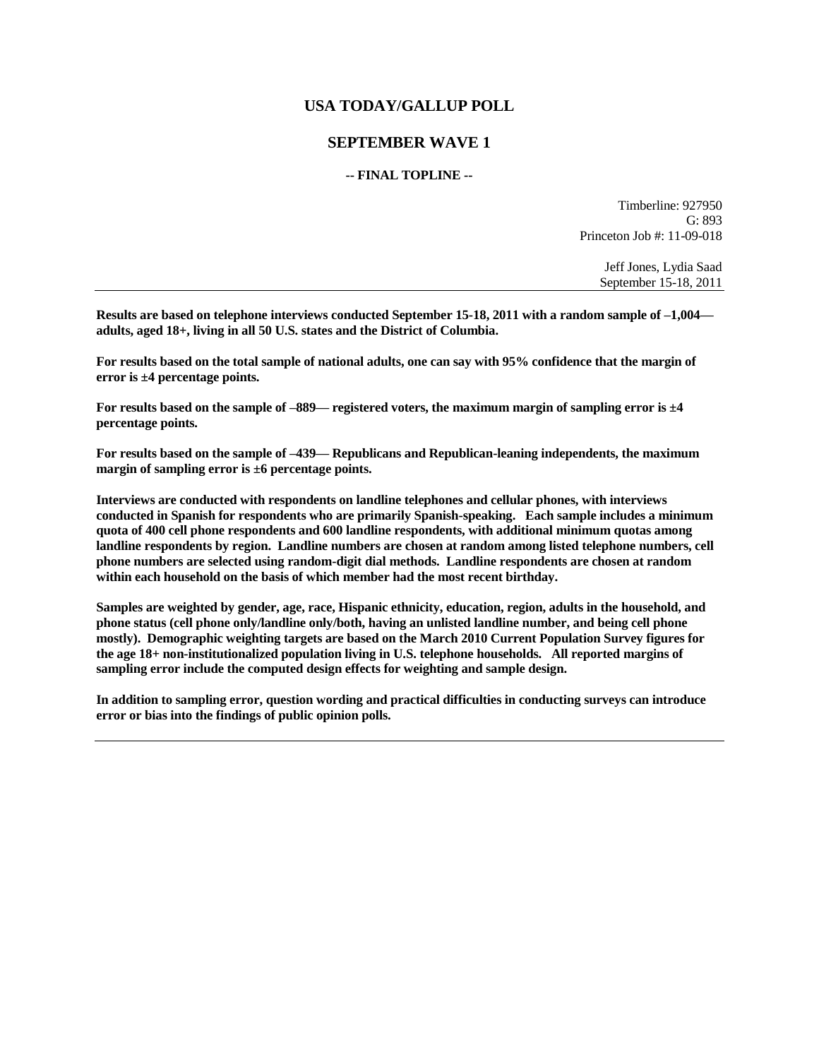# USA TODAY/GALLUP POLL

## SEPTEMBER WAVE 1

### -- FINAL TOPLINE --

Timberline: 927950  
G: 893  
Princeton Job #: 11-09-018

Jeff Jones, Lydia Saad  
September 15-18, 2011

---

**Results are based on telephone interviews conducted September 15-18, 2011 with a random sample of –1,004— adults, aged 18+, living in all 50 U.S. states and the District of Columbia.**

**For results based on the total sample of national adults, one can say with 95% confidence that the margin of error is ±4 percentage points.**

**For results based on the sample of –889— registered voters, the maximum margin of sampling error is ±4 percentage points.**

**For results based on the sample of –439— Republicans and Republican-leaning independents, the maximum margin of sampling error is ±6 percentage points.**

**Interviews are conducted with respondents on landline telephones and cellular phones, with interviews conducted in Spanish for respondents who are primarily Spanish-speaking. Each sample includes a minimum quota of 400 cell phone respondents and 600 landline respondents, with additional minimum quotas among landline respondents by region. Landline numbers are chosen at random among listed telephone numbers, cell phone numbers are selected using random-digit dial methods. Landline respondents are chosen at random within each household on the basis of which member had the most recent birthday.**

**Samples are weighted by gender, age, race, Hispanic ethnicity, education, region, adults in the household, and phone status (cell phone only/landline only/both, having an unlisted landline number, and being cell phone mostly). Demographic weighting targets are based on the March 2010 Current Population Survey figures for the age 18+ non-institutionalized population living in U.S. telephone households. All reported margins of sampling error include the computed design effects for weighting and sample design.**

**In addition to sampling error, question wording and practical difficulties in conducting surveys can introduce error or bias into the findings of public opinion polls.**

---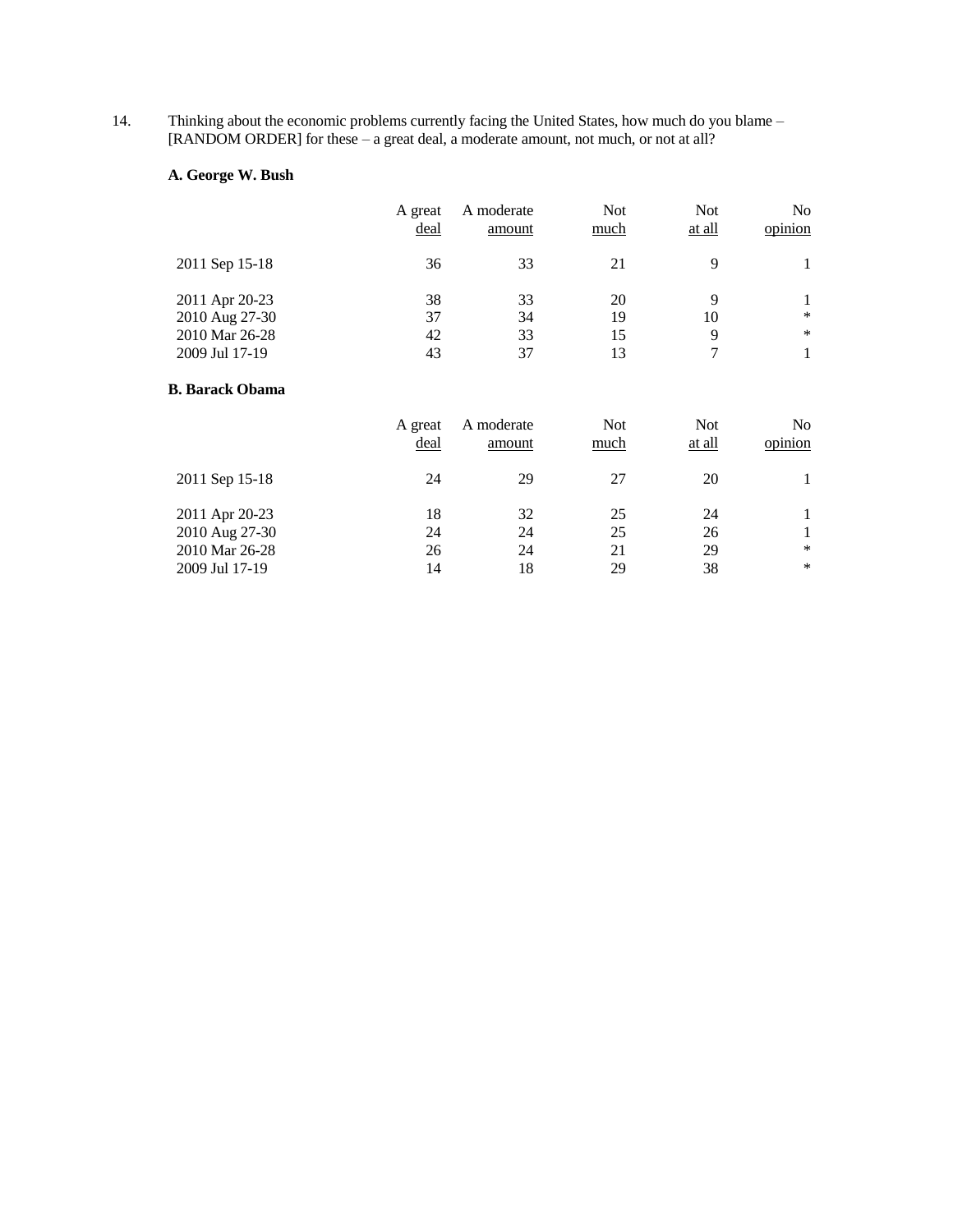14. Thinking about the economic problems currently facing the United States, how much do you blame – [RANDOM ORDER] for these – a great deal, a moderate amount, not much, or not at all?

**A. George W. Bush**

| | A great deal | A moderate amount | Not much | Not at all | No opinion |
|---|---|---|---|---|---|
| 2011 Sep 15-18 | 36 | 33 | 21 | 9 | 1 |
| 2011 Apr 20-23 | 38 | 33 | 20 | 9 | 1 |
| 2010 Aug 27-30 | 37 | 34 | 19 | 10 | * |
| 2010 Mar 26-28 | 42 | 33 | 15 | 9 | * |
| 2009 Jul 17-19 | 43 | 37 | 13 | 7 | 1 |

**B. Barack Obama**

| | A great deal | A moderate amount | Not much | Not at all | No opinion |
|---|---|---|---|---|---|
| 2011 Sep 15-18 | 24 | 29 | 27 | 20 | 1 |
| 2011 Apr 20-23 | 18 | 32 | 25 | 24 | 1 |
| 2010 Aug 27-30 | 24 | 24 | 25 | 26 | 1 |
| 2010 Mar 26-28 | 26 | 24 | 21 | 29 | * |
| 2009 Jul 17-19 | 14 | 18 | 29 | 38 | * |